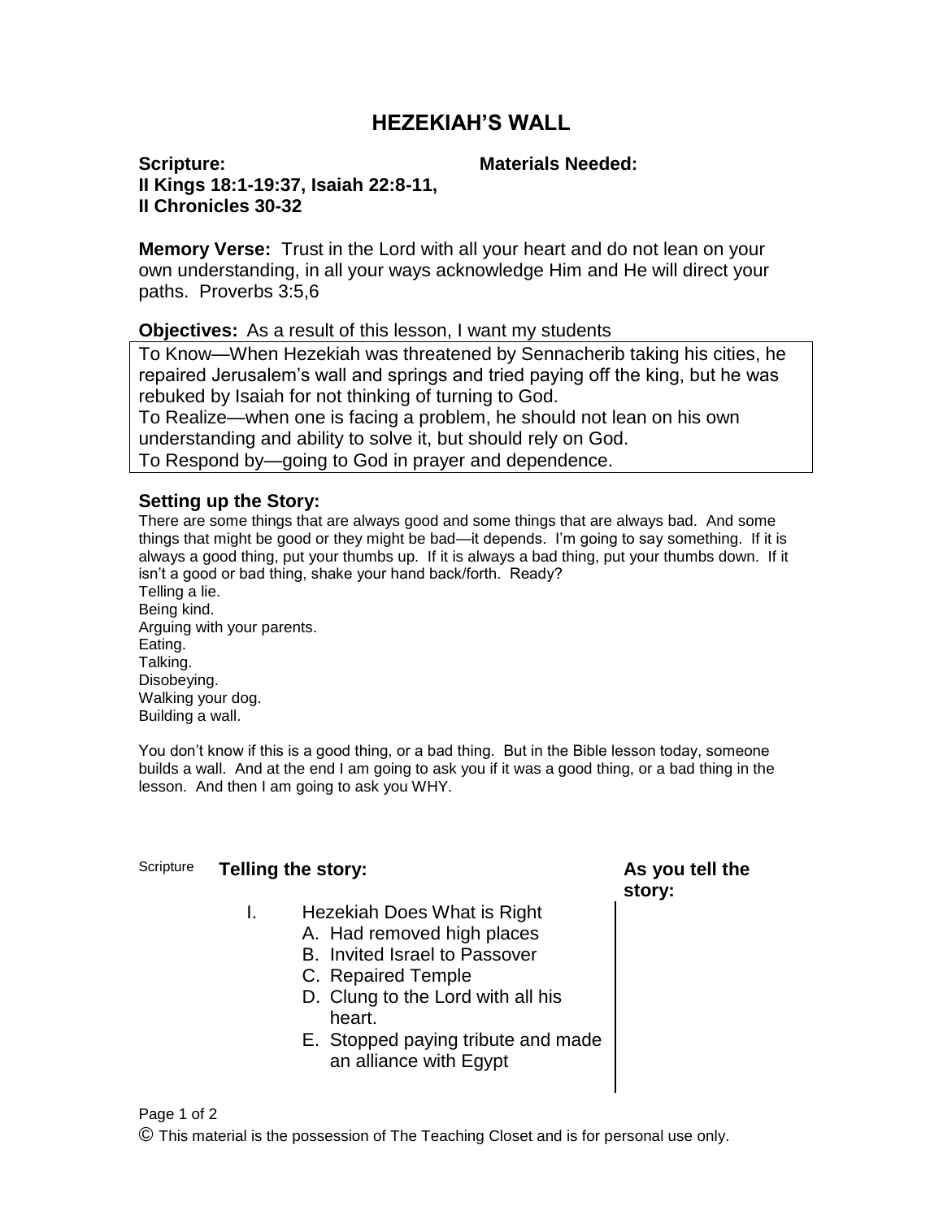# HEZEKIAH'S WALL

**Scripture:**
**II Kings 18:1-19:37, Isaiah 22:8-11,**
**II Chronicles 30-32**

**Materials Needed:**

**Memory Verse:** Trust in the Lord with all your heart and do not lean on your own understanding, in all your ways acknowledge Him and He will direct your paths. Proverbs 3:5,6

**Objectives:** As a result of this lesson, I want my students

| |
|---|
| To Know—When Hezekiah was threatened by Sennacherib taking his cities, he repaired Jerusalem's wall and springs and tried paying off the king, but he was rebuked by Isaiah for not thinking of turning to God.<br>To Realize—when one is facing a problem, he should not lean on his own understanding and ability to solve it, but should rely on God.<br>To Respond by—going to God in prayer and dependence. |

### Setting up the Story:

There are some things that are always good and some things that are always bad. And some things that might be good or they might be bad—it depends. I'm going to say something. If it is always a good thing, put your thumbs up. If it is always a bad thing, put your thumbs down. If it isn't a good or bad thing, shake your hand back/forth. Ready?
Telling a lie.
Being kind.
Arguing with your parents.
Eating.
Talking.
Disobeying.
Walking your dog.
Building a wall.

You don't know if this is a good thing, or a bad thing. But in the Bible lesson today, someone builds a wall. And at the end I am going to ask you if it was a good thing, or a bad thing in the lesson. And then I am going to ask you WHY.

Scripture | **Telling the story:** | **As you tell the story:**

I. Hezekiah Does What is Right
   A. Had removed high places
   B. Invited Israel to Passover
   C. Repaired Temple
   D. Clung to the Lord with all his heart.
   E. Stopped paying tribute and made an alliance with Egypt

© This material is the possession of The Teaching Closet and is for personal use only.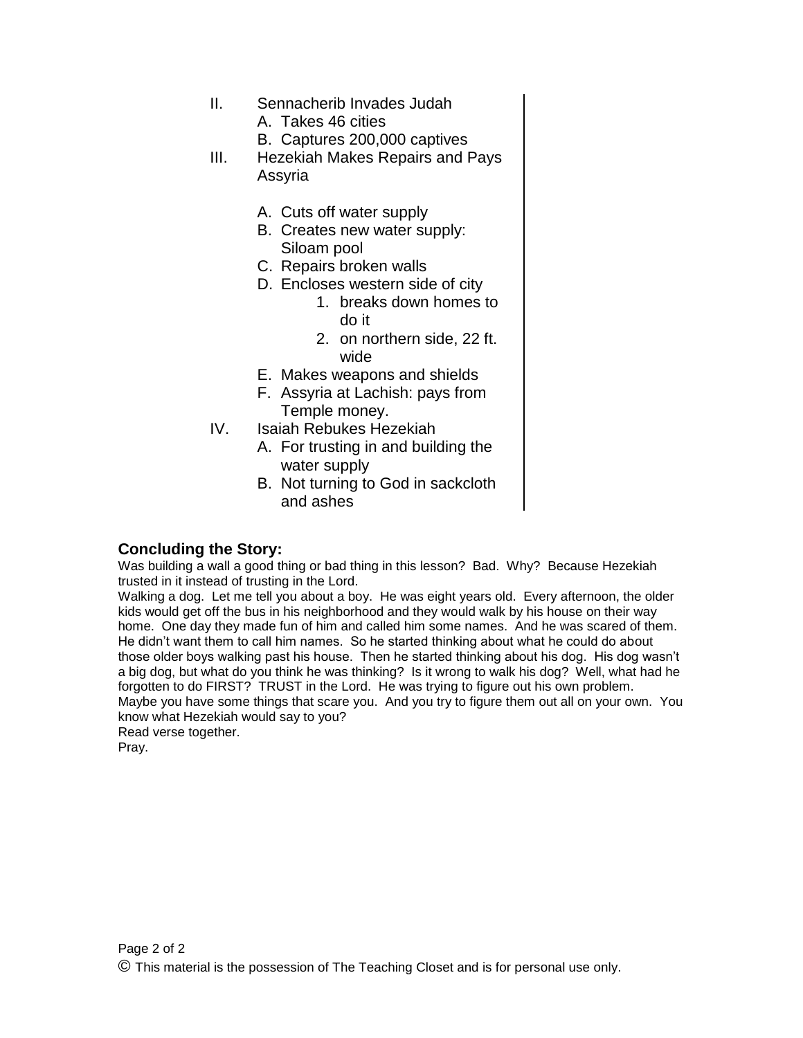II. Sennacherib Invades Judah
    A. Takes 46 cities
    B. Captures 200,000 captives

III. Hezekiah Makes Repairs and Pays Assyria
    A. Cuts off water supply
    B. Creates new water supply: Siloam pool
    C. Repairs broken walls
    D. Encloses western side of city
        1. breaks down homes to do it
        2. on northern side, 22 ft. wide
    E. Makes weapons and shields
    F. Assyria at Lachish: pays from Temple money.

IV. Isaiah Rebukes Hezekiah
    A. For trusting in and building the water supply
    B. Not turning to God in sackcloth and ashes

**Concluding the Story:**

Was building a wall a good thing or bad thing in this lesson? Bad. Why? Because Hezekiah trusted in it instead of trusting in the Lord.

Walking a dog. Let me tell you about a boy. He was eight years old. Every afternoon, the older kids would get off the bus in his neighborhood and they would walk by his house on their way home. One day they made fun of him and called him some names. And he was scared of them. He didn't want them to call him names. So he started thinking about what he could do about those older boys walking past his house. Then he started thinking about his dog. His dog wasn't a big dog, but what do you think he was thinking? Is it wrong to walk his dog? Well, what had he forgotten to do FIRST? TRUST in the Lord. He was trying to figure out his own problem. Maybe you have some things that scare you. And you try to figure them out all on your own. You know what Hezekiah would say to you?

Read verse together.

Pray.

© This material is the possession of The Teaching Closet and is for personal use only.